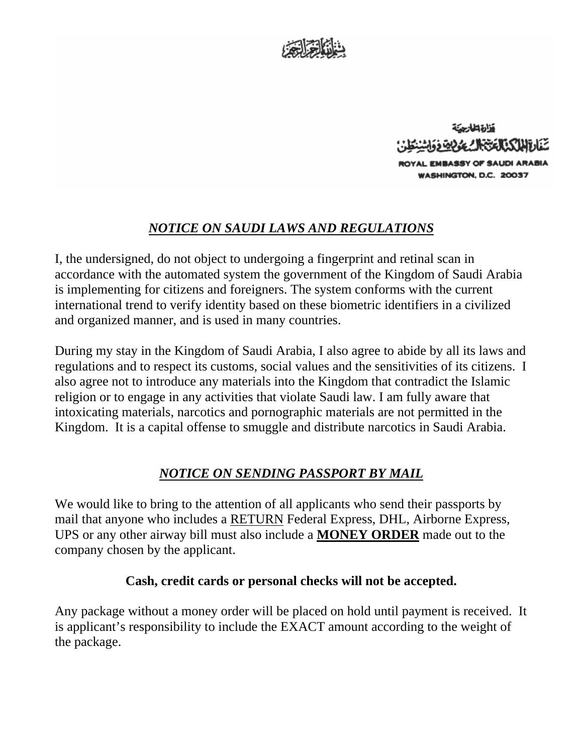بسم الله الرحمن الرحيم

وزارة الخارجية

سفارة المملكة العربية السعودية واشنطن

ROYAL EMBASSY OF SAUDI ARABIA
WASHINGTON, D.C. 20037

## ***NOTICE ON SAUDI LAWS AND REGULATIONS***

I, the undersigned, do not object to undergoing a fingerprint and retinal scan in accordance with the automated system the government of the Kingdom of Saudi Arabia is implementing for citizens and foreigners. The system conforms with the current international trend to verify identity based on these biometric identifiers in a civilized and organized manner, and is used in many countries.

During my stay in the Kingdom of Saudi Arabia, I also agree to abide by all its laws and regulations and to respect its customs, social values and the sensitivities of its citizens. I also agree not to introduce any materials into the Kingdom that contradict the Islamic religion or to engage in any activities that violate Saudi law. I am fully aware that intoxicating materials, narcotics and pornographic materials are not permitted in the Kingdom. It is a capital offense to smuggle and distribute narcotics in Saudi Arabia.

## ***NOTICE ON SENDING PASSPORT BY MAIL***

We would like to bring to the attention of all applicants who send their passports by mail that anyone who includes a RETURN Federal Express, DHL, Airborne Express, UPS or any other airway bill must also include a **MONEY ORDER** made out to the company chosen by the applicant.

**Cash, credit cards or personal checks will not be accepted.**

Any package without a money order will be placed on hold until payment is received. It is applicant's responsibility to include the EXACT amount according to the weight of the package.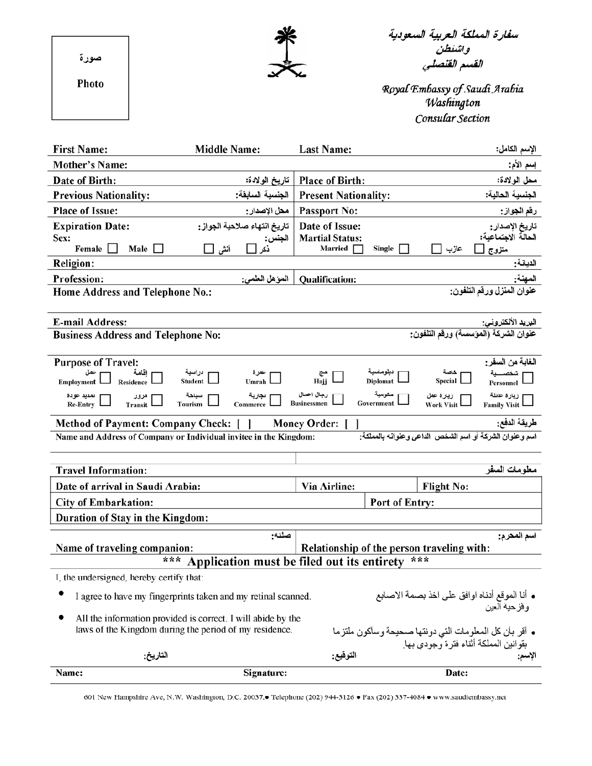صورة

Photo

سفارة المملكة العربية السعودية
واشنطن
القسم القنصلي

*Royal Embassy of Saudi Arabia*
*Washington*
*Consular Section*

| | | | |
|---|---|---|---|
| **First Name:** | **Middle Name:** | **Last Name:** | الإسم الكامل: |
| **Mother's Name:** | | | إسم الأم: |
| **Date of Birth:** | تاريخ الولادة: | **Place of Birth:** | محل الولادة: |
| **Previous Nationality:** | الجنسية السابقة: | **Present Nationality:** | الجنسية الحالية: |
| **Place of Issue:** | محل الإصدار: | **Passport No:** | رقم الجواز: |
| **Expiration Date:** | تاريخ انتهاء صلاحية الجواز: | **Date of Issue:** | تاريخ الإصدار: |
| **Sex:** Female ☐ Male ☐ | الجنس: ذكر ☐ أنثى ☐ | **Martial Status:** Married ☐ Single ☐ | الحالة الاجتماعية: متزوج ☐ عازب ☐ |
| **Religion:** | | | الديانة: |
| **Profession:** | المؤهل العلمي: | **Qualification:** | المهنة: |

**Home Address and Telephone No.:** عنوان المنزل ورقم التلفون:

**E-mail Address:** البريد الألكتروني:

**Business Address and Telephone No:** عنوان الشركة (المؤسسة) ورقم التلفون:

**Purpose of Travel:** الغاية من السفر:

| | | | | | | | |
|---|---|---|---|---|---|---|---|
| عمل Employment ☐ | إقامة Residence ☐ | دراسية Student ☐ | عمرة Umrah ☐ | حج Hajj ☐ | دبلوماسية Diplomat ☐ | خاصة Special ☐ | شخصية Personnel ☐ |
| تمديد عودة Re-Entry ☐ | مرور Transit ☐ | سياحة Tourism ☐ | تجارية Commerce ☐ | رجال اعمال Businessmen ☐ | حكومية Government ☐ | زيارة عمل Work Visit ☐ | زيارة عائلة Family Visit ☐ |

**Method of Payment: Company Check: [ ] Money Order: [ ]** طريقة الدفع:

**Name and Address of Company or Individual invitee in the Kingdom:** اسم وعنوان الشركة أو اسم الشخص الداعي وعنوانه بالمملكة:

**Travel Information:** معلومات السفر

| | | |
|---|---|---|
| **Date of arrival in Saudi Arabia:** | **Via Airline:** | **Flight No:** |
| **City of Embarkation:** | | **Port of Entry:** |
| **Duration of Stay in the Kingdom:** | | |

| | |
|---|---|
| صلته: | اسم المحرم: |
| **Name of traveling companion:** | **Relationship of the person traveling with:** |

**\*\*\* Application must be filed out its entirety \*\*\***

I, the undersigned, hereby certify that:

- I agree to have my fingerprints taken and my retinal scanned.
- All the information provided is correct. I will abide by the laws of the Kingdom during the period of my residence.

- أنا الموقع أدناه اوافق على اخذ بصمة الاصابع وفزحية العين
- أقر بأن كل المعلومات التي دونتها صحيحة وسأكون ملتزما بقوانين المملكة أثناء فترة وجودي بها.

| | | |
|---|---|---|
| الإسم: | التوقيع: | التاريخ: |
| **Name:** | **Signature:** | **Date:** |

601 New Hampshire Ave, N.W. Washington, D.C. 20037.• Telephone (202) 944-3126 • Fax (202) 337-4084 • www.saudiembassy.net